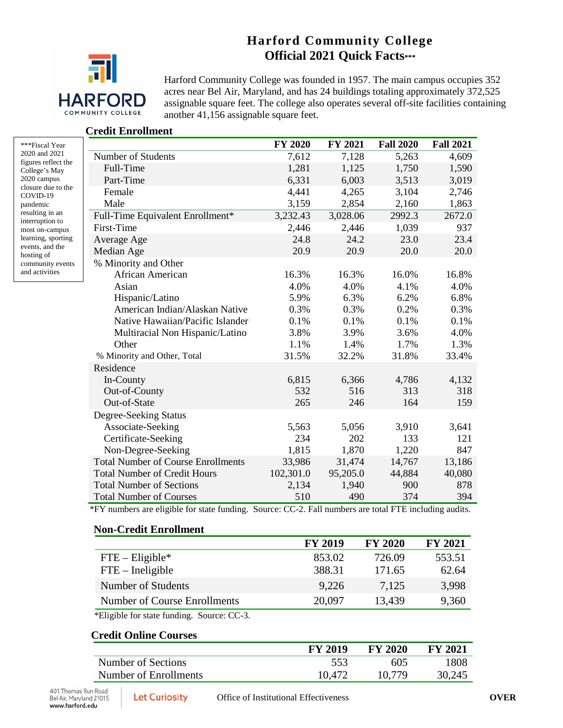# Harford Community College
## Official 2021 Quick Facts***

Harford Community College was founded in 1957. The main campus occupies 352 acres near Bel Air, Maryland, and has 24 buildings totaling approximately 372,525 assignable square feet. The college also operates several off-site facilities containing another 41,156 assignable square feet.

***Fiscal Year 2020 and 2021 figures reflect the College's May 2020 campus closure due to the COVID-19 pandemic resulting in an interruption to most on-campus learning, sporting events, and the hosting of community events and activities

### Credit Enrollment

| | FY 2020 | FY 2021 | Fall 2020 | Fall 2021 |
|---|---|---|---|---|
| Number of Students | 7,612 | 7,128 | 5,263 | 4,609 |
| Full-Time | 1,281 | 1,125 | 1,750 | 1,590 |
| Part-Time | 6,331 | 6,003 | 3,513 | 3,019 |
| Female | 4,441 | 4,265 | 3,104 | 2,746 |
| Male | 3,159 | 2,854 | 2,160 | 1,863 |
| Full-Time Equivalent Enrollment* | 3,232.43 | 3,028.06 | 2992.3 | 2672.0 |
| First-Time | 2,446 | 2,446 | 1,039 | 937 |
| Average Age | 24.8 | 24.2 | 23.0 | 23.4 |
| Median Age | 20.9 | 20.9 | 20.0 | 20.0 |
| % Minority and Other | | | | |
| African American | 16.3% | 16.3% | 16.0% | 16.8% |
| Asian | 4.0% | 4.0% | 4.1% | 4.0% |
| Hispanic/Latino | 5.9% | 6.3% | 6.2% | 6.8% |
| American Indian/Alaskan Native | 0.3% | 0.3% | 0.2% | 0.3% |
| Native Hawaiian/Pacific Islander | 0.1% | 0.1% | 0.1% | 0.1% |
| Multiracial Non Hispanic/Latino | 3.8% | 3.9% | 3.6% | 4.0% |
| Other | 1.1% | 1.4% | 1.7% | 1.3% |
| % Minority and Other, Total | 31.5% | 32.2% | 31.8% | 33.4% |
| Residence | | | | |
| In-County | 6,815 | 6,366 | 4,786 | 4,132 |
| Out-of-County | 532 | 516 | 313 | 318 |
| Out-of-State | 265 | 246 | 164 | 159 |
| Degree-Seeking Status | | | | |
| Associate-Seeking | 5,563 | 5,056 | 3,910 | 3,641 |
| Certificate-Seeking | 234 | 202 | 133 | 121 |
| Non-Degree-Seeking | 1,815 | 1,870 | 1,220 | 847 |
| Total Number of Course Enrollments | 33,986 | 31,474 | 14,767 | 13,186 |
| Total Number of Credit Hours | 102,301.0 | 95,205.0 | 44,884 | 40,080 |
| Total Number of Sections | 2,134 | 1,940 | 900 | 878 |
| Total Number of Courses | 510 | 490 | 374 | 394 |

*FY numbers are eligible for state funding. Source: CC-2. Fall numbers are total FTE including audits.

### Non-Credit Enrollment

| | FY 2019 | FY 2020 | FY 2021 |
|---|---|---|---|
| FTE – Eligible* | 853.02 | 726.09 | 553.51 |
| FTE – Ineligible | 388.31 | 171.65 | 62.64 |
| Number of Students | 9,226 | 7,125 | 3,998 |
| Number of Course Enrollments | 20,097 | 13,439 | 9,360 |

*Eligible for state funding. Source: CC-3.

### Credit Online Courses

| | FY 2019 | FY 2020 | FY 2021 |
|---|---|---|---|
| Number of Sections | 553 | 605 | 1808 |
| Number of Enrollments | 10,472 | 10,779 | 30,245 |

401 Thomas Run Road
Bel Air, Maryland 21015
www.harford.edu

Let Curiosity

Office of Institutional Effectiveness

OVER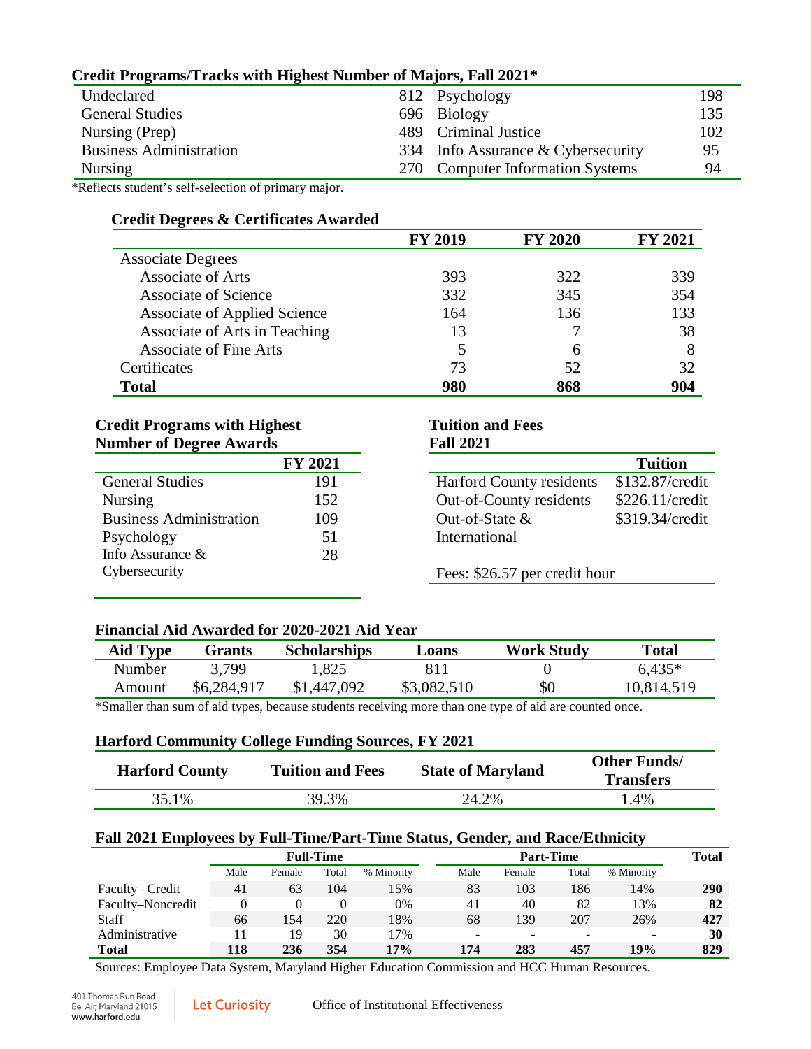### Credit Programs/Tracks with Highest Number of Majors, Fall 2021*

| | | | |
|---|---|---|---|
| Undeclared | 812 | Psychology | 198 |
| General Studies | 696 | Biology | 135 |
| Nursing (Prep) | 489 | Criminal Justice | 102 |
| Business Administration | 334 | Info Assurance & Cybersecurity | 95 |
| Nursing | 270 | Computer Information Systems | 94 |

*Reflects student's self-selection of primary major.

### Credit Degrees & Certificates Awarded

| | FY 2019 | FY 2020 | FY 2021 |
|---|---|---|---|
| Associate Degrees | | | |
| Associate of Arts | 393 | 322 | 339 |
| Associate of Science | 332 | 345 | 354 |
| Associate of Applied Science | 164 | 136 | 133 |
| Associate of Arts in Teaching | 13 | 7 | 38 |
| Associate of Fine Arts | 5 | 6 | 8 |
| Certificates | 73 | 52 | 32 |
| **Total** | **980** | **868** | **904** |

### Credit Programs with Highest Number of Degree Awards

| | FY 2021 |
|---|---|
| General Studies | 191 |
| Nursing | 152 |
| Business Administration | 109 |
| Psychology | 51 |
| Info Assurance & Cybersecurity | 28 |

### Tuition and Fees Fall 2021

| | Tuition |
|---|---|
| Harford County residents | $132.87/credit |
| Out-of-County residents | $226.11/credit |
| Out-of-State & International | $319.34/credit |

Fees: $26.57 per credit hour

### Financial Aid Awarded for 2020-2021 Aid Year

| Aid Type | Grants | Scholarships | Loans | Work Study | Total |
|---|---|---|---|---|---|
| Number | 3,799 | 1,825 | 811 | 0 | 6,435* |
| Amount | $6,284,917 | $1,447,092 | $3,082,510 | $0 | 10,814,519 |

*Smaller than sum of aid types, because students receiving more than one type of aid are counted once.

### Harford Community College Funding Sources, FY 2021

| Harford County | Tuition and Fees | State of Maryland | Other Funds/ Transfers |
|---|---|---|---|
| 35.1% | 39.3% | 24.2% | 1.4% |

### Fall 2021 Employees by Full-Time/Part-Time Status, Gender, and Race/Ethnicity

| | Full-Time | | | | Part-Time | | | | Total |
|---|---|---|---|---|---|---|---|---|---|
| | Male | Female | Total | % Minority | Male | Female | Total | % Minority | |
| Faculty –Credit | 41 | 63 | 104 | 15% | 83 | 103 | 186 | 14% | **290** |
| Faculty–Noncredit | 0 | 0 | 0 | 0% | 41 | 40 | 82 | 13% | **82** |
| Staff | 66 | 154 | 220 | 18% | 68 | 139 | 207 | 26% | **427** |
| Administrative | 11 | 19 | 30 | 17% | - | - | - | - | **30** |
| **Total** | **118** | **236** | **354** | **17%** | **174** | **283** | **457** | **19%** | **829** |

Sources: Employee Data System, Maryland Higher Education Commission and HCC Human Resources.

401 Thomas Run Road
Bel Air, Maryland 21015
www.harford.edu

Let Curiosity

Office of Institutional Effectiveness